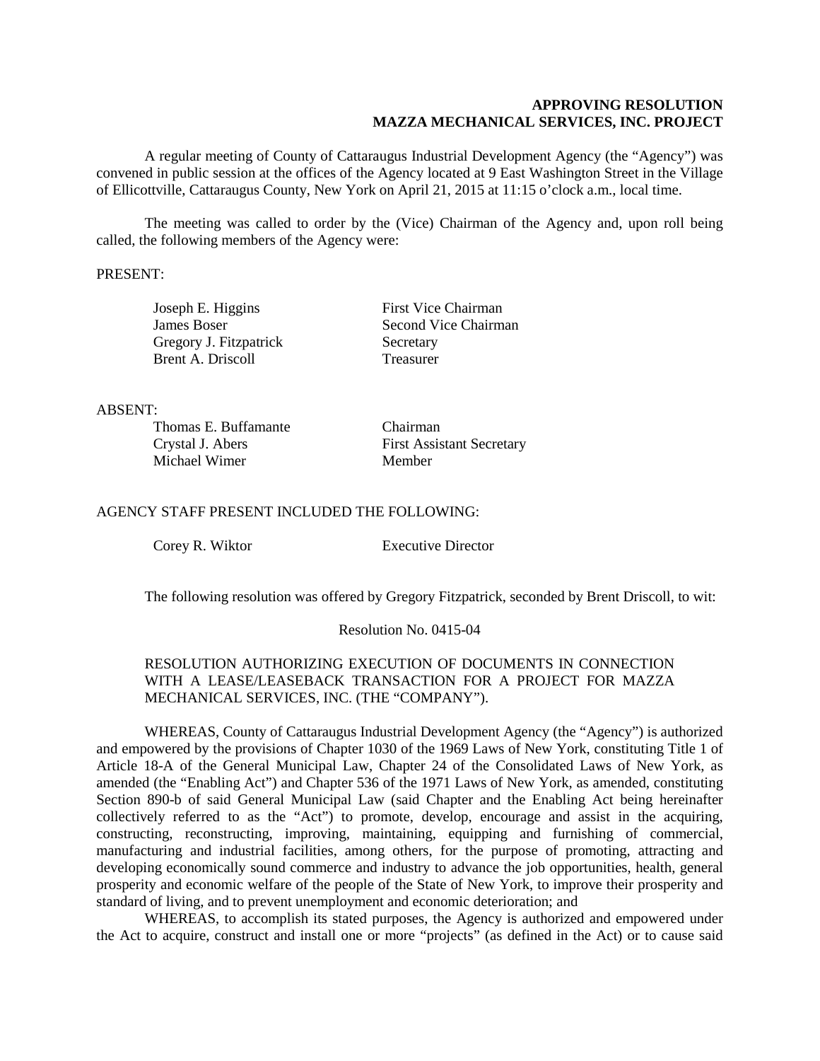**APPROVING RESOLUTION**
**MAZZA MECHANICAL SERVICES, INC. PROJECT**

A regular meeting of County of Cattaraugus Industrial Development Agency (the "Agency") was convened in public session at the offices of the Agency located at 9 East Washington Street in the Village of Ellicottville, Cattaraugus County, New York on April 21, 2015 at 11:15 o'clock a.m., local time.

The meeting was called to order by the (Vice) Chairman of the Agency and, upon roll being called, the following members of the Agency were:

PRESENT:

| | |
|---|---|
| Joseph E. Higgins | First Vice Chairman |
| James Boser | Second Vice Chairman |
| Gregory J. Fitzpatrick | Secretary |
| Brent A. Driscoll | Treasurer |

ABSENT:

| | |
|---|---|
| Thomas E. Buffamante | Chairman |
| Crystal J. Abers | First Assistant Secretary |
| Michael Wimer | Member |

AGENCY STAFF PRESENT INCLUDED THE FOLLOWING:

| | |
|---|---|
| Corey R. Wiktor | Executive Director |

The following resolution was offered by Gregory Fitzpatrick, seconded by Brent Driscoll, to wit:

Resolution No. 0415-04

RESOLUTION AUTHORIZING EXECUTION OF DOCUMENTS IN CONNECTION WITH A LEASE/LEASEBACK TRANSACTION FOR A PROJECT FOR MAZZA MECHANICAL SERVICES, INC. (THE "COMPANY").

WHEREAS, County of Cattaraugus Industrial Development Agency (the "Agency") is authorized and empowered by the provisions of Chapter 1030 of the 1969 Laws of New York, constituting Title 1 of Article 18-A of the General Municipal Law, Chapter 24 of the Consolidated Laws of New York, as amended (the "Enabling Act") and Chapter 536 of the 1971 Laws of New York, as amended, constituting Section 890-b of said General Municipal Law (said Chapter and the Enabling Act being hereinafter collectively referred to as the "Act") to promote, develop, encourage and assist in the acquiring, constructing, reconstructing, improving, maintaining, equipping and furnishing of commercial, manufacturing and industrial facilities, among others, for the purpose of promoting, attracting and developing economically sound commerce and industry to advance the job opportunities, health, general prosperity and economic welfare of the people of the State of New York, to improve their prosperity and standard of living, and to prevent unemployment and economic deterioration; and

WHEREAS, to accomplish its stated purposes, the Agency is authorized and empowered under the Act to acquire, construct and install one or more "projects" (as defined in the Act) or to cause said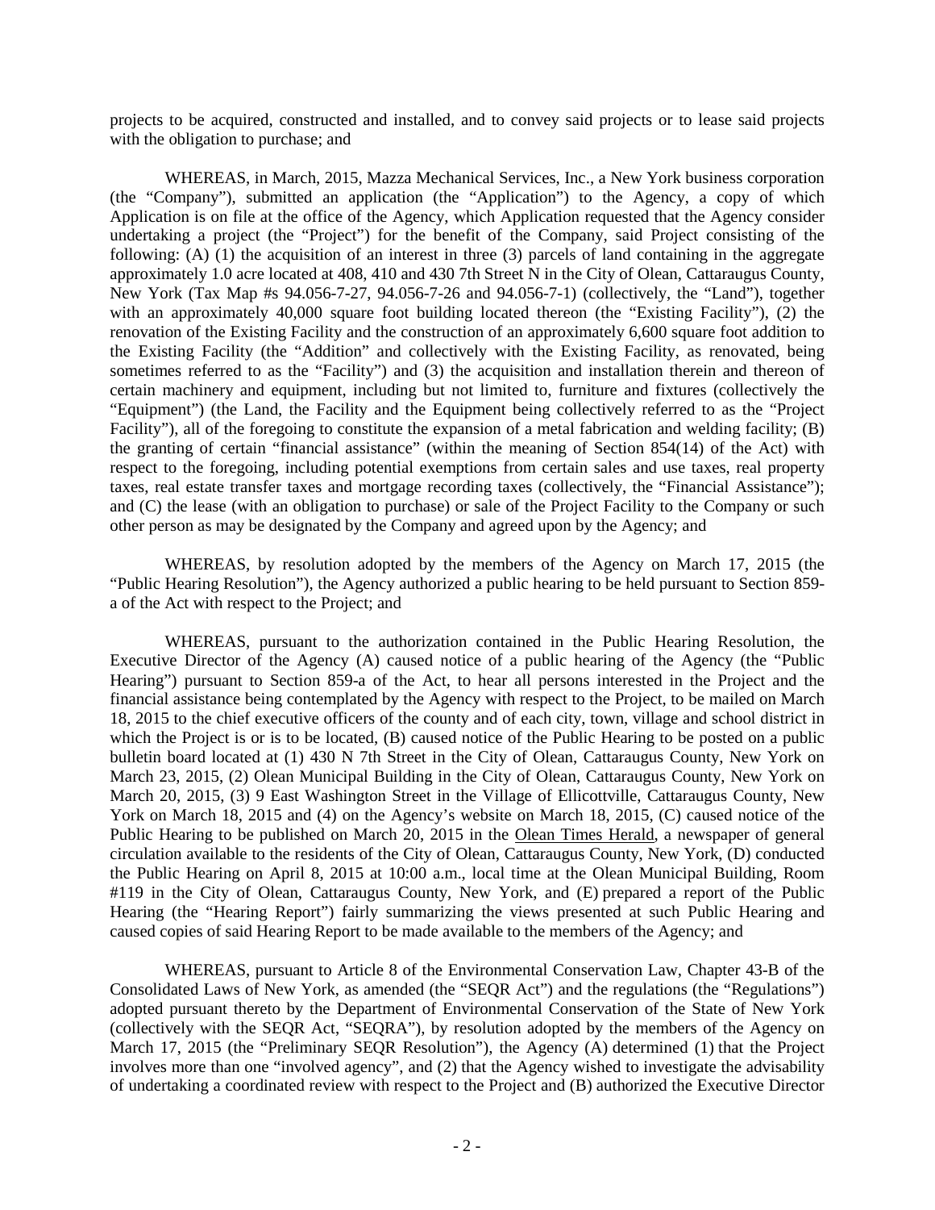projects to be acquired, constructed and installed, and to convey said projects or to lease said projects with the obligation to purchase; and

WHEREAS, in March, 2015, Mazza Mechanical Services, Inc., a New York business corporation (the "Company"), submitted an application (the "Application") to the Agency, a copy of which Application is on file at the office of the Agency, which Application requested that the Agency consider undertaking a project (the "Project") for the benefit of the Company, said Project consisting of the following: (A) (1) the acquisition of an interest in three (3) parcels of land containing in the aggregate approximately 1.0 acre located at 408, 410 and 430 7th Street N in the City of Olean, Cattaraugus County, New York (Tax Map #s 94.056-7-27, 94.056-7-26 and 94.056-7-1) (collectively, the "Land"), together with an approximately 40,000 square foot building located thereon (the "Existing Facility"), (2) the renovation of the Existing Facility and the construction of an approximately 6,600 square foot addition to the Existing Facility (the "Addition" and collectively with the Existing Facility, as renovated, being sometimes referred to as the "Facility") and (3) the acquisition and installation therein and thereon of certain machinery and equipment, including but not limited to, furniture and fixtures (collectively the "Equipment") (the Land, the Facility and the Equipment being collectively referred to as the "Project Facility"), all of the foregoing to constitute the expansion of a metal fabrication and welding facility; (B) the granting of certain "financial assistance" (within the meaning of Section 854(14) of the Act) with respect to the foregoing, including potential exemptions from certain sales and use taxes, real property taxes, real estate transfer taxes and mortgage recording taxes (collectively, the "Financial Assistance"); and (C) the lease (with an obligation to purchase) or sale of the Project Facility to the Company or such other person as may be designated by the Company and agreed upon by the Agency; and

WHEREAS, by resolution adopted by the members of the Agency on March 17, 2015 (the "Public Hearing Resolution"), the Agency authorized a public hearing to be held pursuant to Section 859-a of the Act with respect to the Project; and

WHEREAS, pursuant to the authorization contained in the Public Hearing Resolution, the Executive Director of the Agency (A) caused notice of a public hearing of the Agency (the "Public Hearing") pursuant to Section 859-a of the Act, to hear all persons interested in the Project and the financial assistance being contemplated by the Agency with respect to the Project, to be mailed on March 18, 2015 to the chief executive officers of the county and of each city, town, village and school district in which the Project is or is to be located, (B) caused notice of the Public Hearing to be posted on a public bulletin board located at (1) 430 N 7th Street in the City of Olean, Cattaraugus County, New York on March 23, 2015, (2) Olean Municipal Building in the City of Olean, Cattaraugus County, New York on March 20, 2015, (3) 9 East Washington Street in the Village of Ellicottville, Cattaraugus County, New York on March 18, 2015 and (4) on the Agency's website on March 18, 2015, (C) caused notice of the Public Hearing to be published on March 20, 2015 in the Olean Times Herald, a newspaper of general circulation available to the residents of the City of Olean, Cattaraugus County, New York, (D) conducted the Public Hearing on April 8, 2015 at 10:00 a.m., local time at the Olean Municipal Building, Room #119 in the City of Olean, Cattaraugus County, New York, and (E) prepared a report of the Public Hearing (the "Hearing Report") fairly summarizing the views presented at such Public Hearing and caused copies of said Hearing Report to be made available to the members of the Agency; and

WHEREAS, pursuant to Article 8 of the Environmental Conservation Law, Chapter 43-B of the Consolidated Laws of New York, as amended (the "SEQR Act") and the regulations (the "Regulations") adopted pursuant thereto by the Department of Environmental Conservation of the State of New York (collectively with the SEQR Act, "SEQRA"), by resolution adopted by the members of the Agency on March 17, 2015 (the "Preliminary SEQR Resolution"), the Agency (A) determined (1) that the Project involves more than one "involved agency", and (2) that the Agency wished to investigate the advisability of undertaking a coordinated review with respect to the Project and (B) authorized the Executive Director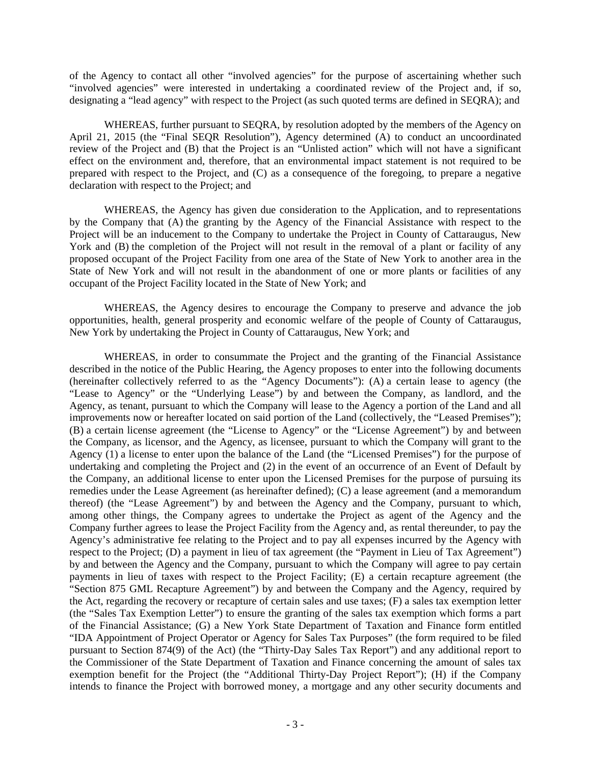of the Agency to contact all other "involved agencies" for the purpose of ascertaining whether such "involved agencies" were interested in undertaking a coordinated review of the Project and, if so, designating a "lead agency" with respect to the Project (as such quoted terms are defined in SEQRA); and

WHEREAS, further pursuant to SEQRA, by resolution adopted by the members of the Agency on April 21, 2015 (the "Final SEQR Resolution"), Agency determined (A) to conduct an uncoordinated review of the Project and (B) that the Project is an "Unlisted action" which will not have a significant effect on the environment and, therefore, that an environmental impact statement is not required to be prepared with respect to the Project, and (C) as a consequence of the foregoing, to prepare a negative declaration with respect to the Project; and

WHEREAS, the Agency has given due consideration to the Application, and to representations by the Company that (A) the granting by the Agency of the Financial Assistance with respect to the Project will be an inducement to the Company to undertake the Project in County of Cattaraugus, New York and (B) the completion of the Project will not result in the removal of a plant or facility of any proposed occupant of the Project Facility from one area of the State of New York to another area in the State of New York and will not result in the abandonment of one or more plants or facilities of any occupant of the Project Facility located in the State of New York; and

WHEREAS, the Agency desires to encourage the Company to preserve and advance the job opportunities, health, general prosperity and economic welfare of the people of County of Cattaraugus, New York by undertaking the Project in County of Cattaraugus, New York; and

WHEREAS, in order to consummate the Project and the granting of the Financial Assistance described in the notice of the Public Hearing, the Agency proposes to enter into the following documents (hereinafter collectively referred to as the "Agency Documents"): (A) a certain lease to agency (the "Lease to Agency" or the "Underlying Lease") by and between the Company, as landlord, and the Agency, as tenant, pursuant to which the Company will lease to the Agency a portion of the Land and all improvements now or hereafter located on said portion of the Land (collectively, the "Leased Premises"); (B) a certain license agreement (the "License to Agency" or the "License Agreement") by and between the Company, as licensor, and the Agency, as licensee, pursuant to which the Company will grant to the Agency (1) a license to enter upon the balance of the Land (the "Licensed Premises") for the purpose of undertaking and completing the Project and (2) in the event of an occurrence of an Event of Default by the Company, an additional license to enter upon the Licensed Premises for the purpose of pursuing its remedies under the Lease Agreement (as hereinafter defined); (C) a lease agreement (and a memorandum thereof) (the "Lease Agreement") by and between the Agency and the Company, pursuant to which, among other things, the Company agrees to undertake the Project as agent of the Agency and the Company further agrees to lease the Project Facility from the Agency and, as rental thereunder, to pay the Agency's administrative fee relating to the Project and to pay all expenses incurred by the Agency with respect to the Project; (D) a payment in lieu of tax agreement (the "Payment in Lieu of Tax Agreement") by and between the Agency and the Company, pursuant to which the Company will agree to pay certain payments in lieu of taxes with respect to the Project Facility; (E) a certain recapture agreement (the "Section 875 GML Recapture Agreement") by and between the Company and the Agency, required by the Act, regarding the recovery or recapture of certain sales and use taxes; (F) a sales tax exemption letter (the "Sales Tax Exemption Letter") to ensure the granting of the sales tax exemption which forms a part of the Financial Assistance; (G) a New York State Department of Taxation and Finance form entitled "IDA Appointment of Project Operator or Agency for Sales Tax Purposes" (the form required to be filed pursuant to Section 874(9) of the Act) (the "Thirty-Day Sales Tax Report") and any additional report to the Commissioner of the State Department of Taxation and Finance concerning the amount of sales tax exemption benefit for the Project (the "Additional Thirty-Day Project Report"); (H) if the Company intends to finance the Project with borrowed money, a mortgage and any other security documents and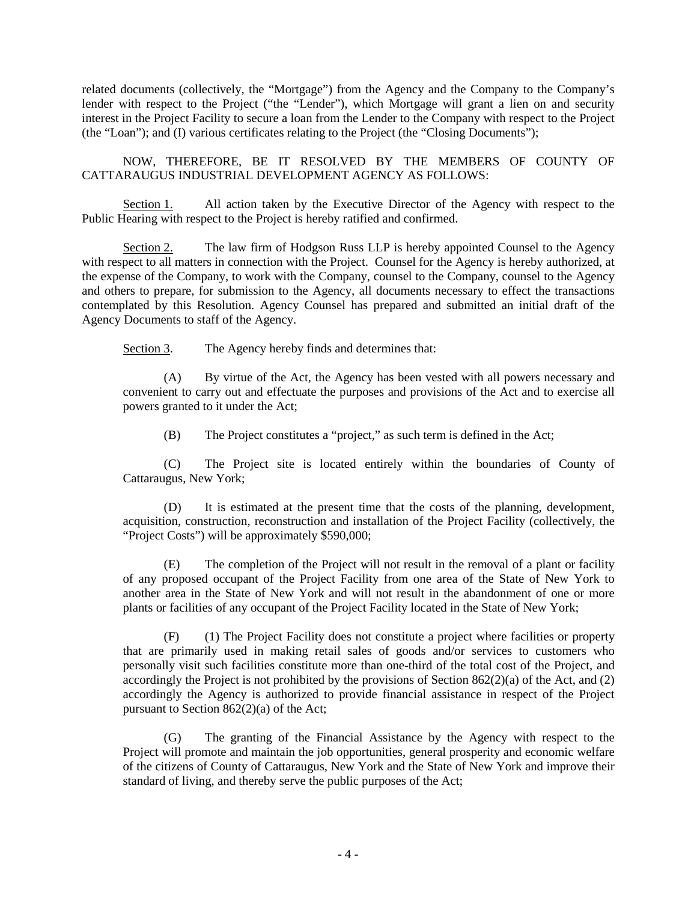related documents (collectively, the "Mortgage") from the Agency and the Company to the Company's lender with respect to the Project ("the "Lender"), which Mortgage will grant a lien on and security interest in the Project Facility to secure a loan from the Lender to the Company with respect to the Project (the "Loan"); and (I) various certificates relating to the Project (the "Closing Documents");

NOW, THEREFORE, BE IT RESOLVED BY THE MEMBERS OF COUNTY OF CATTARAUGUS INDUSTRIAL DEVELOPMENT AGENCY AS FOLLOWS:

Section 1. All action taken by the Executive Director of the Agency with respect to the Public Hearing with respect to the Project is hereby ratified and confirmed.

Section 2. The law firm of Hodgson Russ LLP is hereby appointed Counsel to the Agency with respect to all matters in connection with the Project. Counsel for the Agency is hereby authorized, at the expense of the Company, to work with the Company, counsel to the Company, counsel to the Agency and others to prepare, for submission to the Agency, all documents necessary to effect the transactions contemplated by this Resolution. Agency Counsel has prepared and submitted an initial draft of the Agency Documents to staff of the Agency.

Section 3. The Agency hereby finds and determines that:

(A) By virtue of the Act, the Agency has been vested with all powers necessary and convenient to carry out and effectuate the purposes and provisions of the Act and to exercise all powers granted to it under the Act;

(B) The Project constitutes a "project," as such term is defined in the Act;

(C) The Project site is located entirely within the boundaries of County of Cattaraugus, New York;

(D) It is estimated at the present time that the costs of the planning, development, acquisition, construction, reconstruction and installation of the Project Facility (collectively, the "Project Costs") will be approximately $590,000;

(E) The completion of the Project will not result in the removal of a plant or facility of any proposed occupant of the Project Facility from one area of the State of New York to another area in the State of New York and will not result in the abandonment of one or more plants or facilities of any occupant of the Project Facility located in the State of New York;

(F) (1) The Project Facility does not constitute a project where facilities or property that are primarily used in making retail sales of goods and/or services to customers who personally visit such facilities constitute more than one-third of the total cost of the Project, and accordingly the Project is not prohibited by the provisions of Section 862(2)(a) of the Act, and (2) accordingly the Agency is authorized to provide financial assistance in respect of the Project pursuant to Section 862(2)(a) of the Act;

(G) The granting of the Financial Assistance by the Agency with respect to the Project will promote and maintain the job opportunities, general prosperity and economic welfare of the citizens of County of Cattaraugus, New York and the State of New York and improve their standard of living, and thereby serve the public purposes of the Act;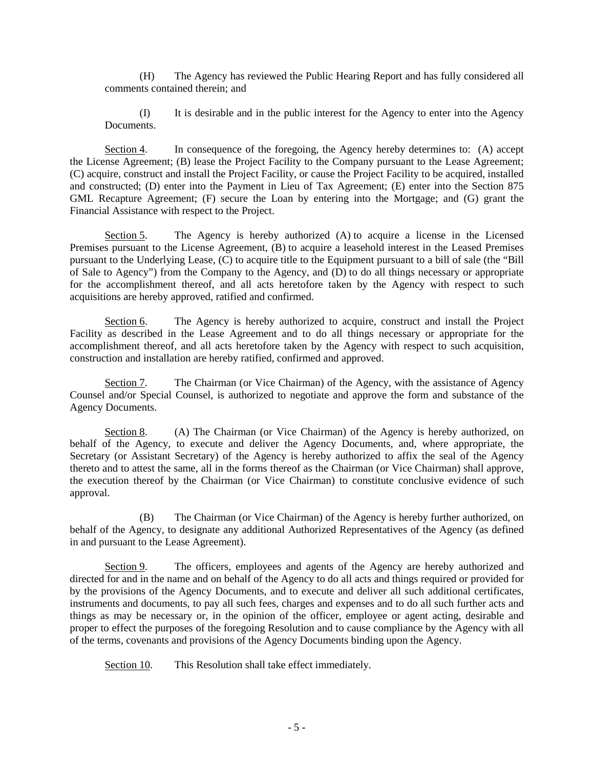(H) The Agency has reviewed the Public Hearing Report and has fully considered all comments contained therein; and

(I) It is desirable and in the public interest for the Agency to enter into the Agency Documents.

Section 4. In consequence of the foregoing, the Agency hereby determines to: (A) accept the License Agreement; (B) lease the Project Facility to the Company pursuant to the Lease Agreement; (C) acquire, construct and install the Project Facility, or cause the Project Facility to be acquired, installed and constructed; (D) enter into the Payment in Lieu of Tax Agreement; (E) enter into the Section 875 GML Recapture Agreement; (F) secure the Loan by entering into the Mortgage; and (G) grant the Financial Assistance with respect to the Project.

Section 5. The Agency is hereby authorized (A) to acquire a license in the Licensed Premises pursuant to the License Agreement, (B) to acquire a leasehold interest in the Leased Premises pursuant to the Underlying Lease, (C) to acquire title to the Equipment pursuant to a bill of sale (the "Bill of Sale to Agency") from the Company to the Agency, and (D) to do all things necessary or appropriate for the accomplishment thereof, and all acts heretofore taken by the Agency with respect to such acquisitions are hereby approved, ratified and confirmed.

Section 6. The Agency is hereby authorized to acquire, construct and install the Project Facility as described in the Lease Agreement and to do all things necessary or appropriate for the accomplishment thereof, and all acts heretofore taken by the Agency with respect to such acquisition, construction and installation are hereby ratified, confirmed and approved.

Section 7. The Chairman (or Vice Chairman) of the Agency, with the assistance of Agency Counsel and/or Special Counsel, is authorized to negotiate and approve the form and substance of the Agency Documents.

Section 8. (A) The Chairman (or Vice Chairman) of the Agency is hereby authorized, on behalf of the Agency, to execute and deliver the Agency Documents, and, where appropriate, the Secretary (or Assistant Secretary) of the Agency is hereby authorized to affix the seal of the Agency thereto and to attest the same, all in the forms thereof as the Chairman (or Vice Chairman) shall approve, the execution thereof by the Chairman (or Vice Chairman) to constitute conclusive evidence of such approval.

(B) The Chairman (or Vice Chairman) of the Agency is hereby further authorized, on behalf of the Agency, to designate any additional Authorized Representatives of the Agency (as defined in and pursuant to the Lease Agreement).

Section 9. The officers, employees and agents of the Agency are hereby authorized and directed for and in the name and on behalf of the Agency to do all acts and things required or provided for by the provisions of the Agency Documents, and to execute and deliver all such additional certificates, instruments and documents, to pay all such fees, charges and expenses and to do all such further acts and things as may be necessary or, in the opinion of the officer, employee or agent acting, desirable and proper to effect the purposes of the foregoing Resolution and to cause compliance by the Agency with all of the terms, covenants and provisions of the Agency Documents binding upon the Agency.

Section 10. This Resolution shall take effect immediately.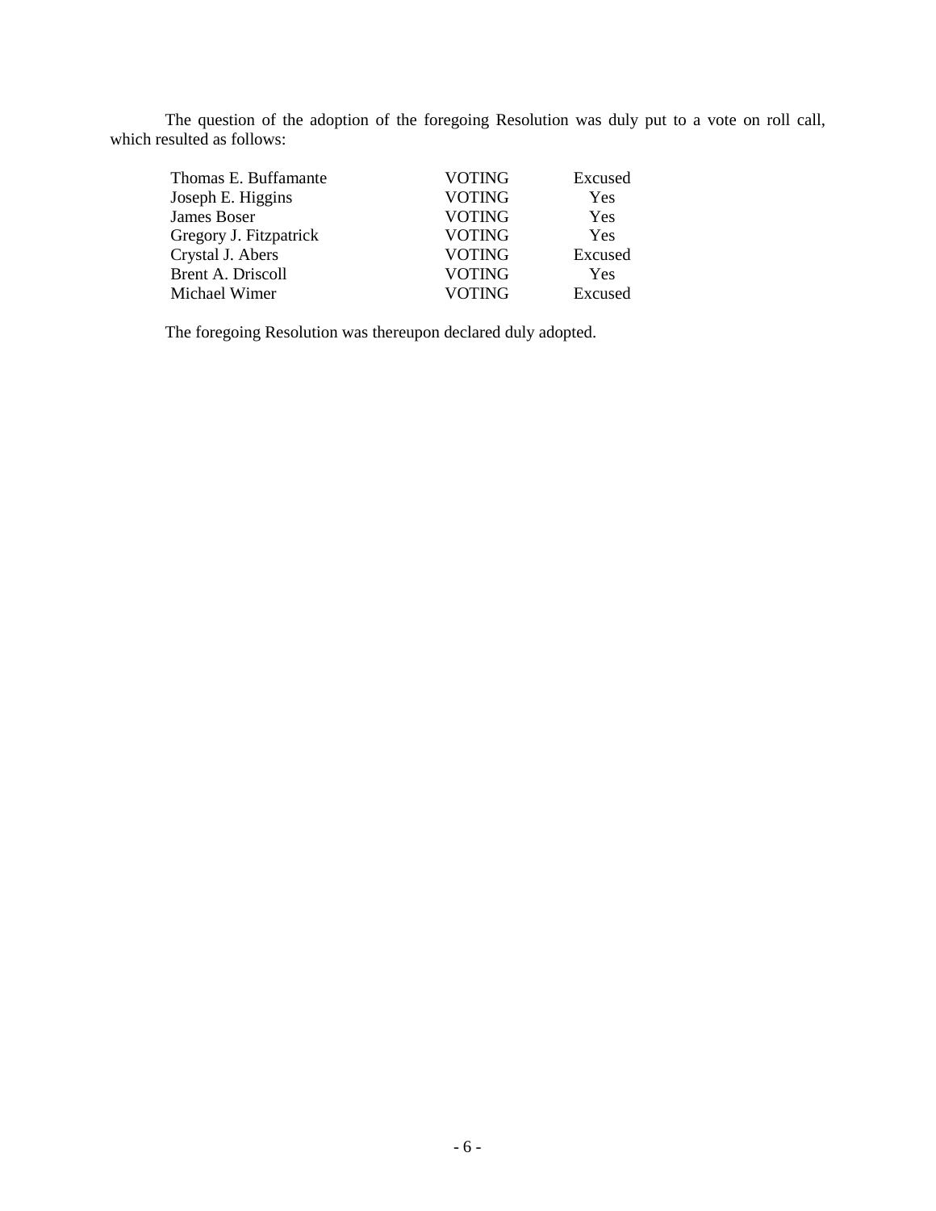The question of the adoption of the foregoing Resolution was duly put to a vote on roll call, which resulted as follows:

| | | |
|---|---|---|
| Thomas E. Buffamante | VOTING | Excused |
| Joseph E. Higgins | VOTING | Yes |
| James Boser | VOTING | Yes |
| Gregory J. Fitzpatrick | VOTING | Yes |
| Crystal J. Abers | VOTING | Excused |
| Brent A. Driscoll | VOTING | Yes |
| Michael Wimer | VOTING | Excused |

The foregoing Resolution was thereupon declared duly adopted.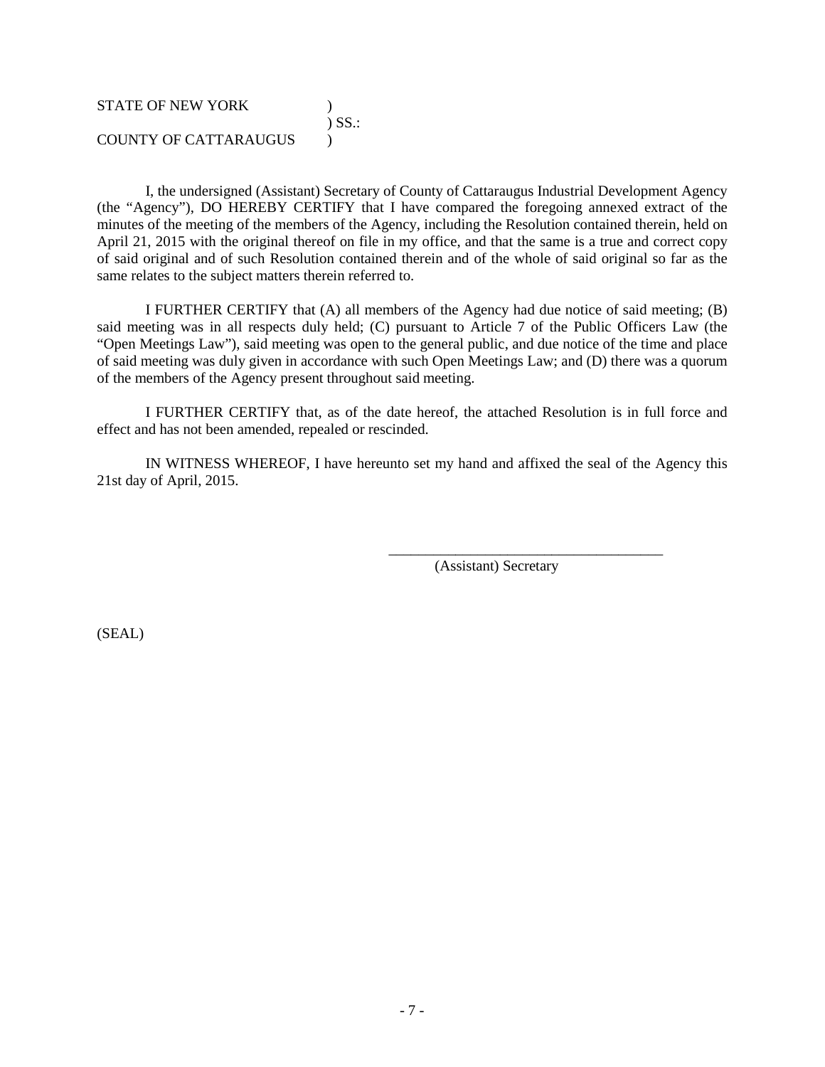STATE OF NEW YORK )
) SS.:
COUNTY OF CATTARAUGUS )

I, the undersigned (Assistant) Secretary of County of Cattaraugus Industrial Development Agency (the "Agency"), DO HEREBY CERTIFY that I have compared the foregoing annexed extract of the minutes of the meeting of the members of the Agency, including the Resolution contained therein, held on April 21, 2015 with the original thereof on file in my office, and that the same is a true and correct copy of said original and of such Resolution contained therein and of the whole of said original so far as the same relates to the subject matters therein referred to.

I FURTHER CERTIFY that (A) all members of the Agency had due notice of said meeting; (B) said meeting was in all respects duly held; (C) pursuant to Article 7 of the Public Officers Law (the "Open Meetings Law"), said meeting was open to the general public, and due notice of the time and place of said meeting was duly given in accordance with such Open Meetings Law; and (D) there was a quorum of the members of the Agency present throughout said meeting.

I FURTHER CERTIFY that, as of the date hereof, the attached Resolution is in full force and effect and has not been amended, repealed or rescinded.

IN WITNESS WHEREOF, I have hereunto set my hand and affixed the seal of the Agency this 21st day of April, 2015.

\_\_\_\_\_\_\_\_\_\_\_\_\_\_\_\_\_\_\_\_\_\_\_\_\_\_\_\_\_\_\_\_\_\_\_\_\_\_
(Assistant) Secretary

(SEAL)